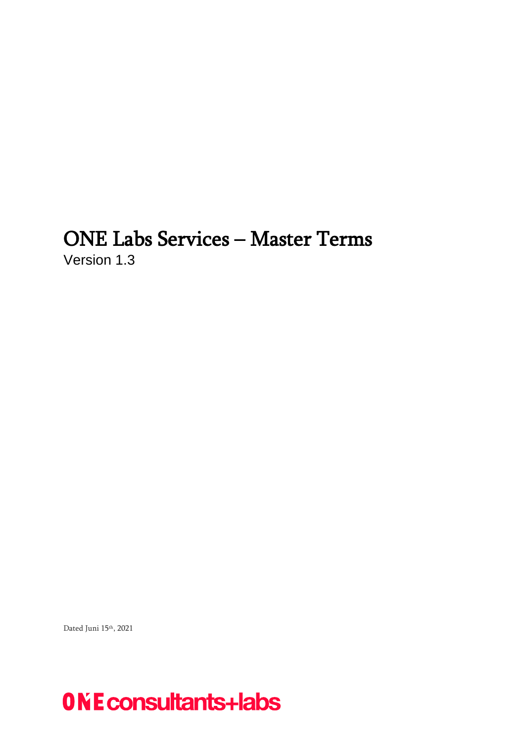# ONE Labs Services – Master Terms

Version 1.3

Dated Juni 15th, 2021

ONE consultants+labs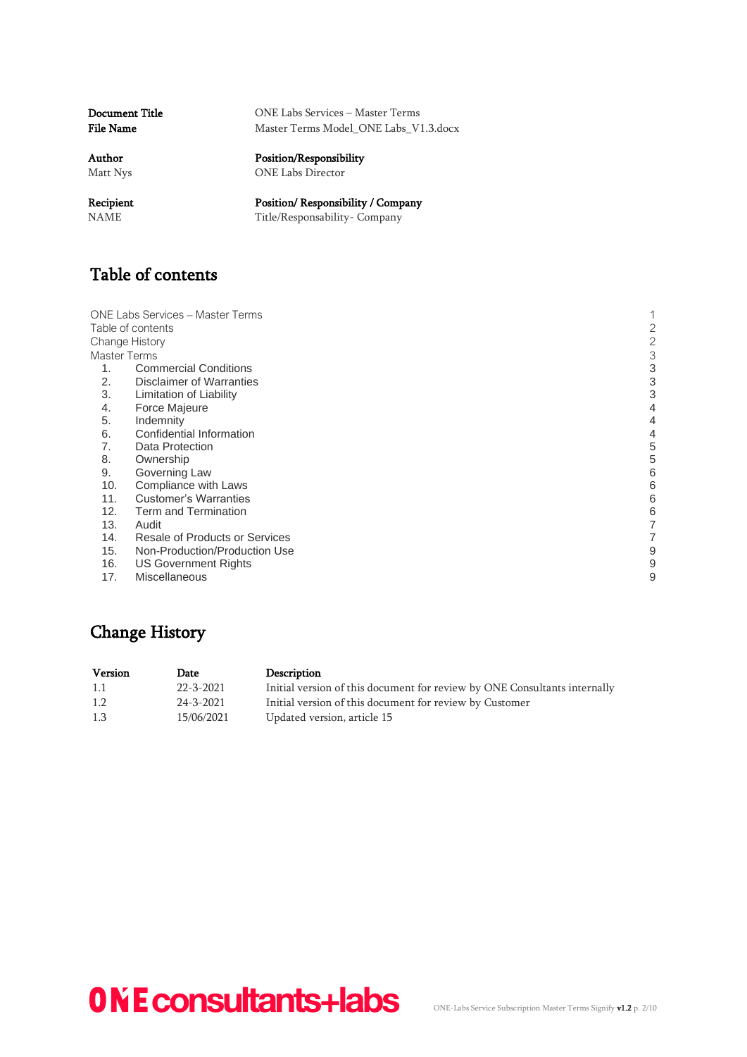| **Document Title** | ONE Labs Services – Master Terms |
|---|---|
| **File Name** | Master Terms Model_ONE Labs_V1.3.docx |

| **Author** | **Position/Responsibility** |
|---|---|
| Matt Nys | ONE Labs Director |

| **Recipient** | **Position/ Responsibility / Company** |
|---|---|
| NAME | Title/Responsability- Company |

# Table of contents

ONE Labs Services – Master Terms 1
Table of contents 2
Change History 2
Master Terms 3
1. Commercial Conditions 3
2. Disclaimer of Warranties 3
3. Limitation of Liability 3
4. Force Majeure 4
5. Indemnity 4
6. Confidential Information 4
7. Data Protection 5
8. Ownership 5
9. Governing Law 6
10. Compliance with Laws 6
11. Customer's Warranties 6
12. Term and Termination 6
13. Audit 7
14. Resale of Products or Services 7
15. Non-Production/Production Use 9
16. US Government Rights 9
17. Miscellaneous 9

# Change History

| Version | Date | Description |
|---|---|---|
| 1.1 | 22-3-2021 | Initial version of this document for review by ONE Consultants internally |
| 1.2 | 24-3-2021 | Initial version of this document for review by Customer |
| 1.3 | 15/06/2021 | Updated version, article 15 |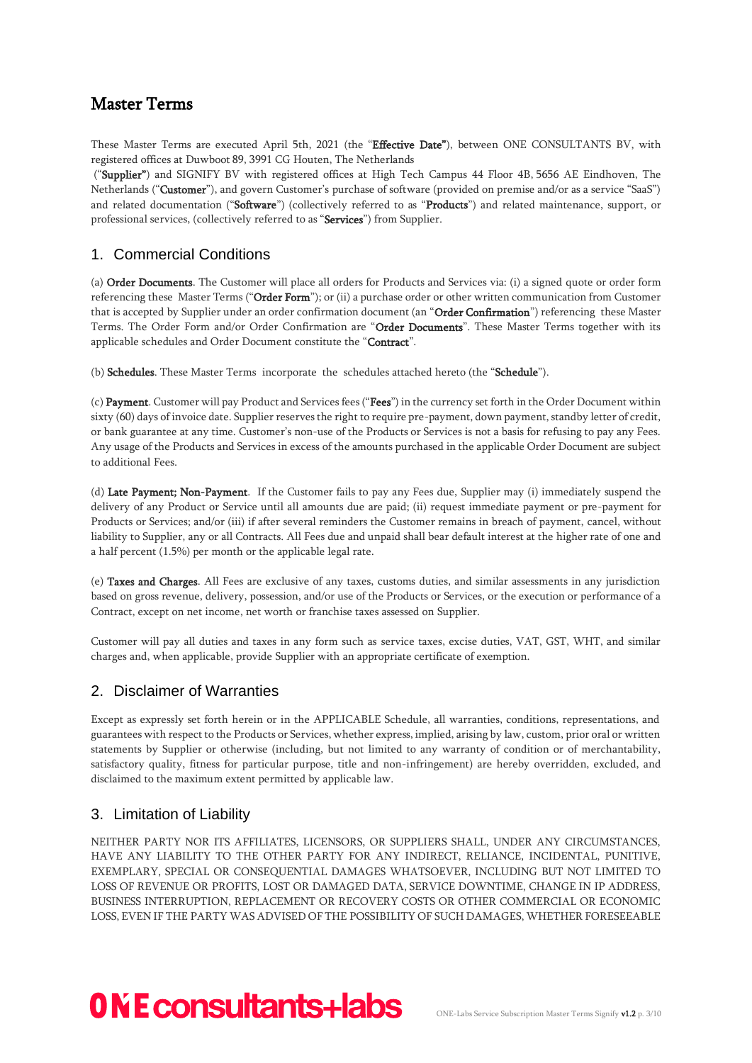# Master Terms

These Master Terms are executed April 5th, 2021 (the "**Effective Date"**), between ONE CONSULTANTS BV, with registered offices at Duwboot 89, 3991 CG Houten, The Netherlands

("**Supplier"**) and SIGNIFY BV with registered offices at High Tech Campus 44 Floor 4B, 5656 AE Eindhoven, The Netherlands ("**Customer**"), and govern Customer's purchase of software (provided on premise and/or as a service "SaaS") and related documentation ("**Software**") (collectively referred to as "**Products**") and related maintenance, support, or professional services, (collectively referred to as "**Services**") from Supplier.

## 1. Commercial Conditions

(a) **Order Documents**. The Customer will place all orders for Products and Services via: (i) a signed quote or order form referencing these Master Terms ("**Order Form**"); or (ii) a purchase order or other written communication from Customer that is accepted by Supplier under an order confirmation document (an "**Order Confirmation**") referencing these Master Terms. The Order Form and/or Order Confirmation are "**Order Documents**". These Master Terms together with its applicable schedules and Order Document constitute the "**Contract**".

(b) **Schedules**. These Master Terms incorporate the schedules attached hereto (the "**Schedule**").

(c) **Payment**. Customer will pay Product and Services fees ("**Fees**") in the currency set forth in the Order Document within sixty (60) days of invoice date. Supplier reserves the right to require pre-payment, down payment, standby letter of credit, or bank guarantee at any time. Customer's non-use of the Products or Services is not a basis for refusing to pay any Fees. Any usage of the Products and Services in excess of the amounts purchased in the applicable Order Document are subject to additional Fees.

(d) **Late Payment; Non-Payment**. If the Customer fails to pay any Fees due, Supplier may (i) immediately suspend the delivery of any Product or Service until all amounts due are paid; (ii) request immediate payment or pre-payment for Products or Services; and/or (iii) if after several reminders the Customer remains in breach of payment, cancel, without liability to Supplier, any or all Contracts. All Fees due and unpaid shall bear default interest at the higher rate of one and a half percent (1.5%) per month or the applicable legal rate.

(e) **Taxes and Charges**. All Fees are exclusive of any taxes, customs duties, and similar assessments in any jurisdiction based on gross revenue, delivery, possession, and/or use of the Products or Services, or the execution or performance of a Contract, except on net income, net worth or franchise taxes assessed on Supplier.

Customer will pay all duties and taxes in any form such as service taxes, excise duties, VAT, GST, WHT, and similar charges and, when applicable, provide Supplier with an appropriate certificate of exemption.

## 2. Disclaimer of Warranties

Except as expressly set forth herein or in the APPLICABLE Schedule, all warranties, conditions, representations, and guarantees with respect to the Products or Services, whether express, implied, arising by law, custom, prior oral or written statements by Supplier or otherwise (including, but not limited to any warranty of condition or of merchantability, satisfactory quality, fitness for particular purpose, title and non-infringement) are hereby overridden, excluded, and disclaimed to the maximum extent permitted by applicable law.

## 3. Limitation of Liability

NEITHER PARTY NOR ITS AFFILIATES, LICENSORS, OR SUPPLIERS SHALL, UNDER ANY CIRCUMSTANCES, HAVE ANY LIABILITY TO THE OTHER PARTY FOR ANY INDIRECT, RELIANCE, INCIDENTAL, PUNITIVE, EXEMPLARY, SPECIAL OR CONSEQUENTIAL DAMAGES WHATSOEVER, INCLUDING BUT NOT LIMITED TO LOSS OF REVENUE OR PROFITS, LOST OR DAMAGED DATA, SERVICE DOWNTIME, CHANGE IN IP ADDRESS, BUSINESS INTERRUPTION, REPLACEMENT OR RECOVERY COSTS OR OTHER COMMERCIAL OR ECONOMIC LOSS, EVEN IF THE PARTY WAS ADVISED OF THE POSSIBILITY OF SUCH DAMAGES, WHETHER FORESEEABLE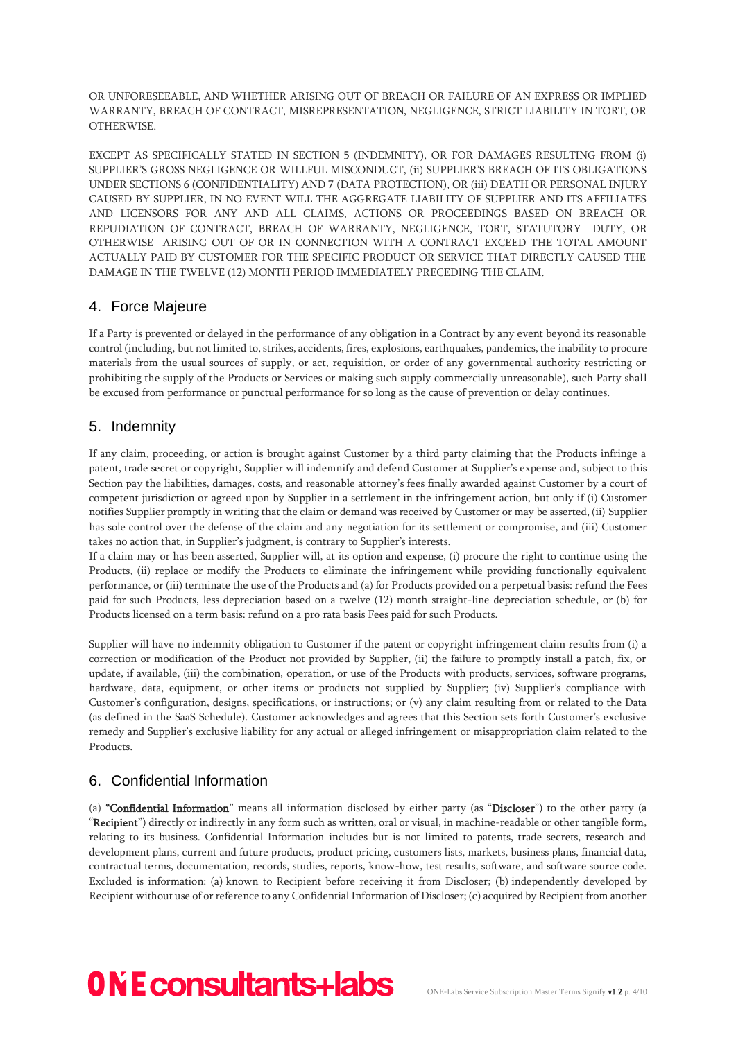OR UNFORESEEABLE, AND WHETHER ARISING OUT OF BREACH OR FAILURE OF AN EXPRESS OR IMPLIED WARRANTY, BREACH OF CONTRACT, MISREPRESENTATION, NEGLIGENCE, STRICT LIABILITY IN TORT, OR OTHERWISE.

EXCEPT AS SPECIFICALLY STATED IN SECTION 5 (INDEMNITY), OR FOR DAMAGES RESULTING FROM (i) SUPPLIER'S GROSS NEGLIGENCE OR WILLFUL MISCONDUCT, (ii) SUPPLIER'S BREACH OF ITS OBLIGATIONS UNDER SECTIONS 6 (CONFIDENTIALITY) AND 7 (DATA PROTECTION), OR (iii) DEATH OR PERSONAL INJURY CAUSED BY SUPPLIER, IN NO EVENT WILL THE AGGREGATE LIABILITY OF SUPPLIER AND ITS AFFILIATES AND LICENSORS FOR ANY AND ALL CLAIMS, ACTIONS OR PROCEEDINGS BASED ON BREACH OR REPUDIATION OF CONTRACT, BREACH OF WARRANTY, NEGLIGENCE, TORT, STATUTORY DUTY, OR OTHERWISE ARISING OUT OF OR IN CONNECTION WITH A CONTRACT EXCEED THE TOTAL AMOUNT ACTUALLY PAID BY CUSTOMER FOR THE SPECIFIC PRODUCT OR SERVICE THAT DIRECTLY CAUSED THE DAMAGE IN THE TWELVE (12) MONTH PERIOD IMMEDIATELY PRECEDING THE CLAIM.

## 4. Force Majeure

If a Party is prevented or delayed in the performance of any obligation in a Contract by any event beyond its reasonable control (including, but not limited to, strikes, accidents, fires, explosions, earthquakes, pandemics, the inability to procure materials from the usual sources of supply, or act, requisition, or order of any governmental authority restricting or prohibiting the supply of the Products or Services or making such supply commercially unreasonable), such Party shall be excused from performance or punctual performance for so long as the cause of prevention or delay continues.

## 5. Indemnity

If any claim, proceeding, or action is brought against Customer by a third party claiming that the Products infringe a patent, trade secret or copyright, Supplier will indemnify and defend Customer at Supplier's expense and, subject to this Section pay the liabilities, damages, costs, and reasonable attorney's fees finally awarded against Customer by a court of competent jurisdiction or agreed upon by Supplier in a settlement in the infringement action, but only if (i) Customer notifies Supplier promptly in writing that the claim or demand was received by Customer or may be asserted, (ii) Supplier has sole control over the defense of the claim and any negotiation for its settlement or compromise, and (iii) Customer takes no action that, in Supplier's judgment, is contrary to Supplier's interests.
If a claim may or has been asserted, Supplier will, at its option and expense, (i) procure the right to continue using the Products, (ii) replace or modify the Products to eliminate the infringement while providing functionally equivalent performance, or (iii) terminate the use of the Products and (a) for Products provided on a perpetual basis: refund the Fees paid for such Products, less depreciation based on a twelve (12) month straight-line depreciation schedule, or (b) for Products licensed on a term basis: refund on a pro rata basis Fees paid for such Products.

Supplier will have no indemnity obligation to Customer if the patent or copyright infringement claim results from (i) a correction or modification of the Product not provided by Supplier, (ii) the failure to promptly install a patch, fix, or update, if available, (iii) the combination, operation, or use of the Products with products, services, software programs, hardware, data, equipment, or other items or products not supplied by Supplier; (iv) Supplier's compliance with Customer's configuration, designs, specifications, or instructions; or (v) any claim resulting from or related to the Data (as defined in the SaaS Schedule). Customer acknowledges and agrees that this Section sets forth Customer's exclusive remedy and Supplier's exclusive liability for any actual or alleged infringement or misappropriation claim related to the Products.

## 6. Confidential Information

(a) "**Confidential Information**" means all information disclosed by either party (as "**Discloser**") to the other party (a "**Recipient**") directly or indirectly in any form such as written, oral or visual, in machine-readable or other tangible form, relating to its business. Confidential Information includes but is not limited to, patents, trade secrets, research and development plans, current and future products, product pricing, customers lists, markets, business plans, financial data, contractual terms, documentation, records, studies, reports, know-how, test results, software, and software source code. Excluded is information: (a) known to Recipient before receiving it from Discloser; (b) independently developed by Recipient without use of or reference to any Confidential Information of Discloser; (c) acquired by Recipient from another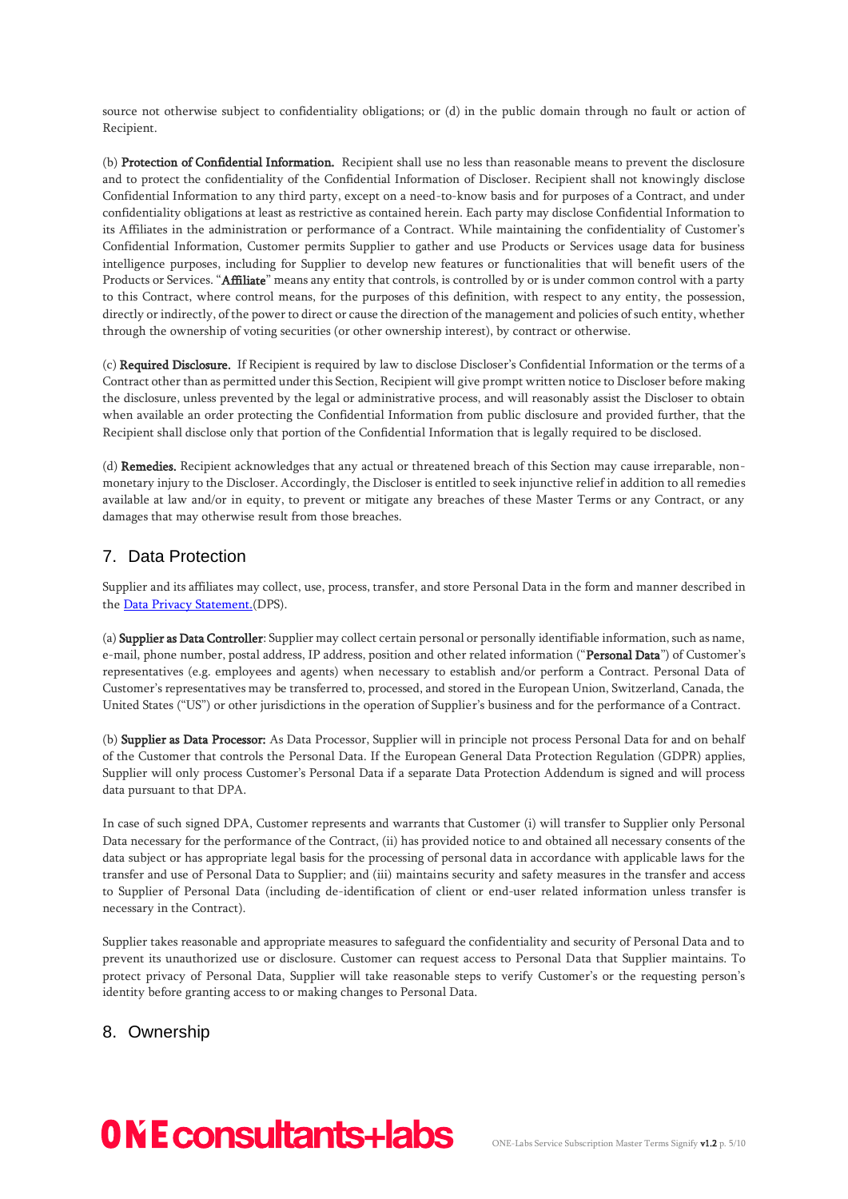source not otherwise subject to confidentiality obligations; or (d) in the public domain through no fault or action of Recipient.

(b) **Protection of Confidential Information.** Recipient shall use no less than reasonable means to prevent the disclosure and to protect the confidentiality of the Confidential Information of Discloser. Recipient shall not knowingly disclose Confidential Information to any third party, except on a need-to-know basis and for purposes of a Contract, and under confidentiality obligations at least as restrictive as contained herein. Each party may disclose Confidential Information to its Affiliates in the administration or performance of a Contract. While maintaining the confidentiality of Customer's Confidential Information, Customer permits Supplier to gather and use Products or Services usage data for business intelligence purposes, including for Supplier to develop new features or functionalities that will benefit users of the Products or Services. "**Affiliate**" means any entity that controls, is controlled by or is under common control with a party to this Contract, where control means, for the purposes of this definition, with respect to any entity, the possession, directly or indirectly, of the power to direct or cause the direction of the management and policies of such entity, whether through the ownership of voting securities (or other ownership interest), by contract or otherwise.

(c) **Required Disclosure.** If Recipient is required by law to disclose Discloser's Confidential Information or the terms of a Contract other than as permitted under this Section, Recipient will give prompt written notice to Discloser before making the disclosure, unless prevented by the legal or administrative process, and will reasonably assist the Discloser to obtain when available an order protecting the Confidential Information from public disclosure and provided further, that the Recipient shall disclose only that portion of the Confidential Information that is legally required to be disclosed.

(d) **Remedies.** Recipient acknowledges that any actual or threatened breach of this Section may cause irreparable, non-monetary injury to the Discloser. Accordingly, the Discloser is entitled to seek injunctive relief in addition to all remedies available at law and/or in equity, to prevent or mitigate any breaches of these Master Terms or any Contract, or any damages that may otherwise result from those breaches.

## 7. Data Protection

Supplier and its affiliates may collect, use, process, transfer, and store Personal Data in the form and manner described in the [Data Privacy Statement.](#)(DPS).

(a) **Supplier as Data Controller**: Supplier may collect certain personal or personally identifiable information, such as name, e-mail, phone number, postal address, IP address, position and other related information ("**Personal Data**") of Customer's representatives (e.g. employees and agents) when necessary to establish and/or perform a Contract. Personal Data of Customer's representatives may be transferred to, processed, and stored in the European Union, Switzerland, Canada, the United States ("US") or other jurisdictions in the operation of Supplier's business and for the performance of a Contract.

(b) **Supplier as Data Processor:** As Data Processor, Supplier will in principle not process Personal Data for and on behalf of the Customer that controls the Personal Data. If the European General Data Protection Regulation (GDPR) applies, Supplier will only process Customer's Personal Data if a separate Data Protection Addendum is signed and will process data pursuant to that DPA.

In case of such signed DPA, Customer represents and warrants that Customer (i) will transfer to Supplier only Personal Data necessary for the performance of the Contract, (ii) has provided notice to and obtained all necessary consents of the data subject or has appropriate legal basis for the processing of personal data in accordance with applicable laws for the transfer and use of Personal Data to Supplier; and (iii) maintains security and safety measures in the transfer and access to Supplier of Personal Data (including de-identification of client or end-user related information unless transfer is necessary in the Contract).

Supplier takes reasonable and appropriate measures to safeguard the confidentiality and security of Personal Data and to prevent its unauthorized use or disclosure. Customer can request access to Personal Data that Supplier maintains. To protect privacy of Personal Data, Supplier will take reasonable steps to verify Customer's or the requesting person's identity before granting access to or making changes to Personal Data.

## 8. Ownership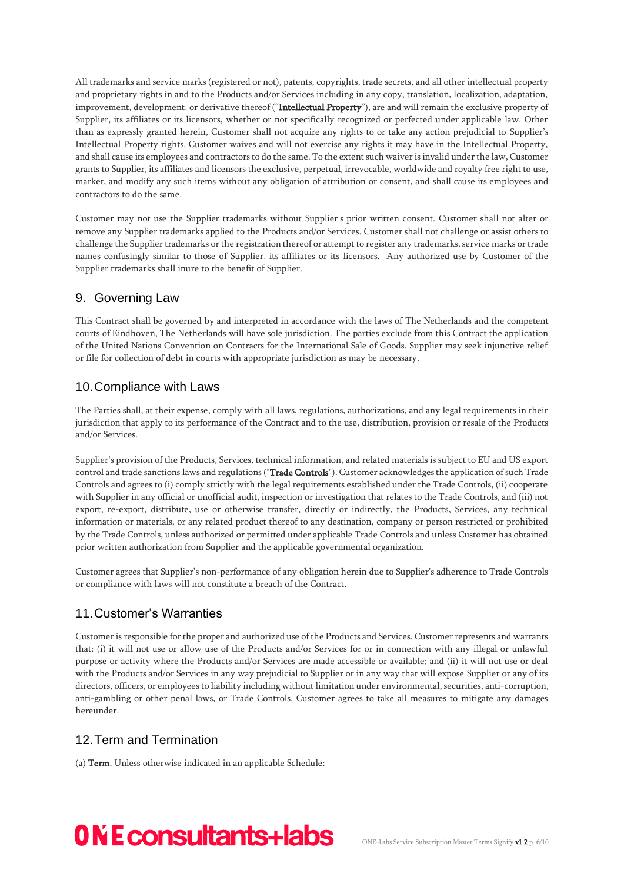All trademarks and service marks (registered or not), patents, copyrights, trade secrets, and all other intellectual property and proprietary rights in and to the Products and/or Services including in any copy, translation, localization, adaptation, improvement, development, or derivative thereof ("**Intellectual Property**"), are and will remain the exclusive property of Supplier, its affiliates or its licensors, whether or not specifically recognized or perfected under applicable law. Other than as expressly granted herein, Customer shall not acquire any rights to or take any action prejudicial to Supplier's Intellectual Property rights. Customer waives and will not exercise any rights it may have in the Intellectual Property, and shall cause its employees and contractors to do the same. To the extent such waiver is invalid under the law, Customer grants to Supplier, its affiliates and licensors the exclusive, perpetual, irrevocable, worldwide and royalty free right to use, market, and modify any such items without any obligation of attribution or consent, and shall cause its employees and contractors to do the same.

Customer may not use the Supplier trademarks without Supplier's prior written consent. Customer shall not alter or remove any Supplier trademarks applied to the Products and/or Services. Customer shall not challenge or assist others to challenge the Supplier trademarks or the registration thereof or attempt to register any trademarks, service marks or trade names confusingly similar to those of Supplier, its affiliates or its licensors. Any authorized use by Customer of the Supplier trademarks shall inure to the benefit of Supplier.

## 9. Governing Law

This Contract shall be governed by and interpreted in accordance with the laws of The Netherlands and the competent courts of Eindhoven, The Netherlands will have sole jurisdiction. The parties exclude from this Contract the application of the United Nations Convention on Contracts for the International Sale of Goods. Supplier may seek injunctive relief or file for collection of debt in courts with appropriate jurisdiction as may be necessary.

## 10. Compliance with Laws

The Parties shall, at their expense, comply with all laws, regulations, authorizations, and any legal requirements in their jurisdiction that apply to its performance of the Contract and to the use, distribution, provision or resale of the Products and/or Services.

Supplier's provision of the Products, Services, technical information, and related materials is subject to EU and US export control and trade sanctions laws and regulations ("**Trade Controls**"). Customer acknowledges the application of such Trade Controls and agrees to (i) comply strictly with the legal requirements established under the Trade Controls, (ii) cooperate with Supplier in any official or unofficial audit, inspection or investigation that relates to the Trade Controls, and (iii) not export, re-export, distribute, use or otherwise transfer, directly or indirectly, the Products, Services, any technical information or materials, or any related product thereof to any destination, company or person restricted or prohibited by the Trade Controls, unless authorized or permitted under applicable Trade Controls and unless Customer has obtained prior written authorization from Supplier and the applicable governmental organization.

Customer agrees that Supplier's non-performance of any obligation herein due to Supplier's adherence to Trade Controls or compliance with laws will not constitute a breach of the Contract.

## 11. Customer's Warranties

Customer is responsible for the proper and authorized use of the Products and Services. Customer represents and warrants that: (i) it will not use or allow use of the Products and/or Services for or in connection with any illegal or unlawful purpose or activity where the Products and/or Services are made accessible or available; and (ii) it will not use or deal with the Products and/or Services in any way prejudicial to Supplier or in any way that will expose Supplier or any of its directors, officers, or employees to liability including without limitation under environmental, securities, anti-corruption, anti-gambling or other penal laws, or Trade Controls. Customer agrees to take all measures to mitigate any damages hereunder.

## 12. Term and Termination

(a) **Term**. Unless otherwise indicated in an applicable Schedule: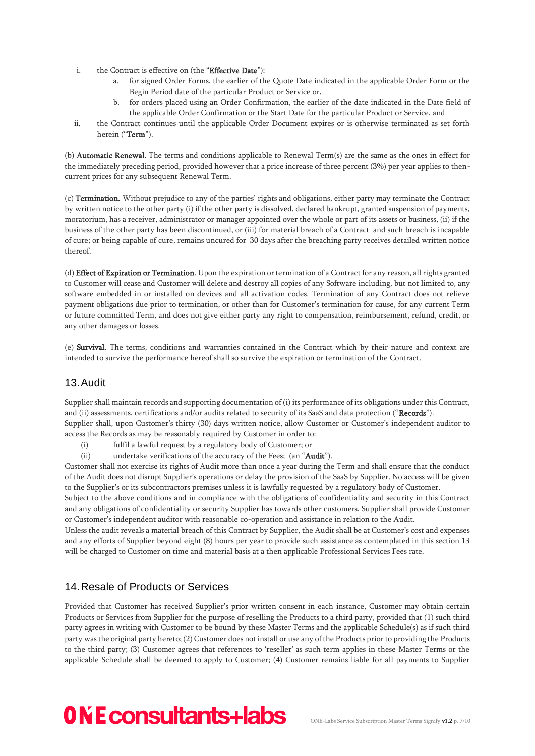i. the Contract is effective on (the "**Effective Date**"):
   a. for signed Order Forms, the earlier of the Quote Date indicated in the applicable Order Form or the Begin Period date of the particular Product or Service or,
   b. for orders placed using an Order Confirmation, the earlier of the date indicated in the Date field of the applicable Order Confirmation or the Start Date for the particular Product or Service, and

ii. the Contract continues until the applicable Order Document expires or is otherwise terminated as set forth herein ("**Term**").

(b) **Automatic Renewal**. The terms and conditions applicable to Renewal Term(s) are the same as the ones in effect for the immediately preceding period, provided however that a price increase of three percent (3%) per year applies to then-current prices for any subsequent Renewal Term.

(c) **Termination.** Without prejudice to any of the parties' rights and obligations, either party may terminate the Contract by written notice to the other party (i) if the other party is dissolved, declared bankrupt, granted suspension of payments, moratorium, has a receiver, administrator or manager appointed over the whole or part of its assets or business, (ii) if the business of the other party has been discontinued, or (iii) for material breach of a Contract and such breach is incapable of cure; or being capable of cure, remains uncured for 30 days after the breaching party receives detailed written notice thereof.

(d) **Effect of Expiration or Termination**. Upon the expiration or termination of a Contract for any reason, all rights granted to Customer will cease and Customer will delete and destroy all copies of any Software including, but not limited to, any software embedded in or installed on devices and all activation codes. Termination of any Contract does not relieve payment obligations due prior to termination, or other than for Customer's termination for cause, for any current Term or future committed Term, and does not give either party any right to compensation, reimbursement, refund, credit, or any other damages or losses.

(e) **Survival.** The terms, conditions and warranties contained in the Contract which by their nature and context are intended to survive the performance hereof shall so survive the expiration or termination of the Contract.

## 13. Audit

Supplier shall maintain records and supporting documentation of (i) its performance of its obligations under this Contract, and (ii) assessments, certifications and/or audits related to security of its SaaS and data protection ("**Records**").
Supplier shall, upon Customer's thirty (30) days written notice, allow Customer or Customer's independent auditor to access the Records as may be reasonably required by Customer in order to:

(i) fulfil a lawful request by a regulatory body of Customer; or
(ii) undertake verifications of the accuracy of the Fees; (an "**Audit**").

Customer shall not exercise its rights of Audit more than once a year during the Term and shall ensure that the conduct of the Audit does not disrupt Supplier's operations or delay the provision of the SaaS by Supplier. No access will be given to the Supplier's or its subcontractors premises unless it is lawfully requested by a regulatory body of Customer.
Subject to the above conditions and in compliance with the obligations of confidentiality and security in this Contract and any obligations of confidentiality or security Supplier has towards other customers, Supplier shall provide Customer or Customer's independent auditor with reasonable co-operation and assistance in relation to the Audit.
Unless the audit reveals a material breach of this Contract by Supplier, the Audit shall be at Customer's cost and expenses and any efforts of Supplier beyond eight (8) hours per year to provide such assistance as contemplated in this section 13 will be charged to Customer on time and material basis at a then applicable Professional Services Fees rate.

## 14. Resale of Products or Services

Provided that Customer has received Supplier's prior written consent in each instance, Customer may obtain certain Products or Services from Supplier for the purpose of reselling the Products to a third party, provided that (1) such third party agrees in writing with Customer to be bound by these Master Terms and the applicable Schedule(s) as if such third party was the original party hereto; (2) Customer does not install or use any of the Products prior to providing the Products to the third party; (3) Customer agrees that references to 'reseller' as such term applies in these Master Terms or the applicable Schedule shall be deemed to apply to Customer; (4) Customer remains liable for all payments to Supplier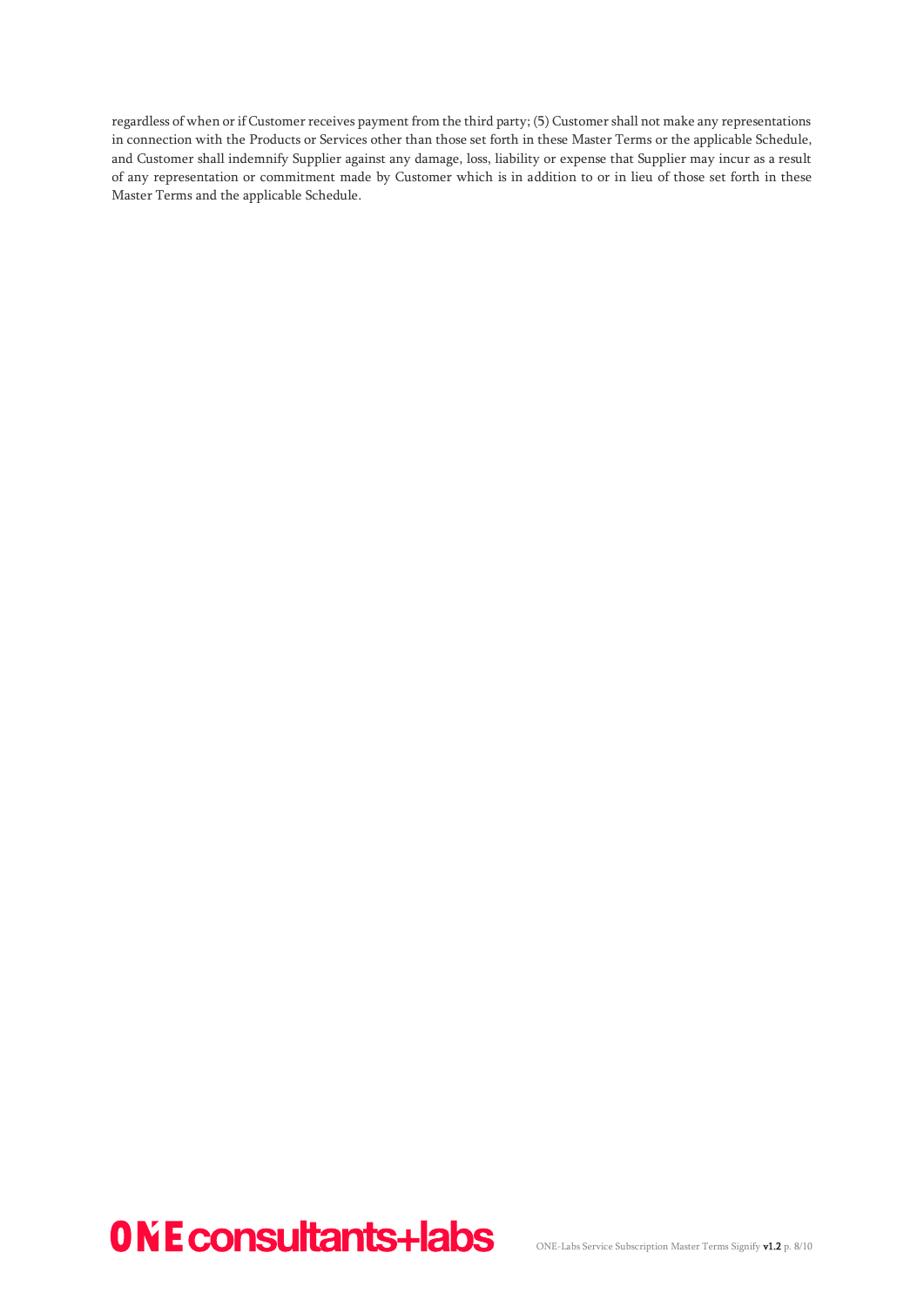regardless of when or if Customer receives payment from the third party; (5) Customer shall not make any representations in connection with the Products or Services other than those set forth in these Master Terms or the applicable Schedule, and Customer shall indemnify Supplier against any damage, loss, liability or expense that Supplier may incur as a result of any representation or commitment made by Customer which is in addition to or in lieu of those set forth in these Master Terms and the applicable Schedule.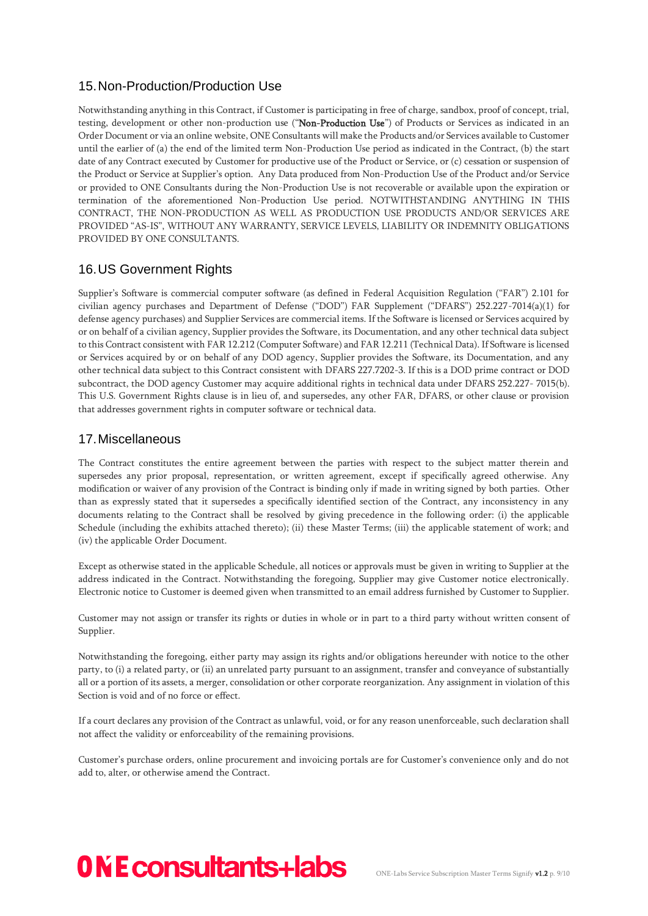## 15. Non-Production/Production Use

Notwithstanding anything in this Contract, if Customer is participating in free of charge, sandbox, proof of concept, trial, testing, development or other non-production use ("**Non-Production Use**") of Products or Services as indicated in an Order Document or via an online website, ONE Consultants will make the Products and/or Services available to Customer until the earlier of (a) the end of the limited term Non-Production Use period as indicated in the Contract, (b) the start date of any Contract executed by Customer for productive use of the Product or Service, or (c) cessation or suspension of the Product or Service at Supplier's option. Any Data produced from Non-Production Use of the Product and/or Service or provided to ONE Consultants during the Non-Production Use is not recoverable or available upon the expiration or termination of the aforementioned Non-Production Use period. NOTWITHSTANDING ANYTHING IN THIS CONTRACT, THE NON-PRODUCTION AS WELL AS PRODUCTION USE PRODUCTS AND/OR SERVICES ARE PROVIDED "AS-IS", WITHOUT ANY WARRANTY, SERVICE LEVELS, LIABILITY OR INDEMNITY OBLIGATIONS PROVIDED BY ONE CONSULTANTS.

## 16. US Government Rights

Supplier's Software is commercial computer software (as defined in Federal Acquisition Regulation ("FAR") 2.101 for civilian agency purchases and Department of Defense ("DOD") FAR Supplement ("DFARS") 252.227-7014(a)(1) for defense agency purchases) and Supplier Services are commercial items. If the Software is licensed or Services acquired by or on behalf of a civilian agency, Supplier provides the Software, its Documentation, and any other technical data subject to this Contract consistent with FAR 12.212 (Computer Software) and FAR 12.211 (Technical Data). If Software is licensed or Services acquired by or on behalf of any DOD agency, Supplier provides the Software, its Documentation, and any other technical data subject to this Contract consistent with DFARS 227.7202-3. If this is a DOD prime contract or DOD subcontract, the DOD agency Customer may acquire additional rights in technical data under DFARS 252.227- 7015(b). This U.S. Government Rights clause is in lieu of, and supersedes, any other FAR, DFARS, or other clause or provision that addresses government rights in computer software or technical data.

## 17. Miscellaneous

The Contract constitutes the entire agreement between the parties with respect to the subject matter therein and supersedes any prior proposal, representation, or written agreement, except if specifically agreed otherwise. Any modification or waiver of any provision of the Contract is binding only if made in writing signed by both parties. Other than as expressly stated that it supersedes a specifically identified section of the Contract, any inconsistency in any documents relating to the Contract shall be resolved by giving precedence in the following order: (i) the applicable Schedule (including the exhibits attached thereto); (ii) these Master Terms; (iii) the applicable statement of work; and (iv) the applicable Order Document.

Except as otherwise stated in the applicable Schedule, all notices or approvals must be given in writing to Supplier at the address indicated in the Contract. Notwithstanding the foregoing, Supplier may give Customer notice electronically. Electronic notice to Customer is deemed given when transmitted to an email address furnished by Customer to Supplier.

Customer may not assign or transfer its rights or duties in whole or in part to a third party without written consent of Supplier.

Notwithstanding the foregoing, either party may assign its rights and/or obligations hereunder with notice to the other party, to (i) a related party, or (ii) an unrelated party pursuant to an assignment, transfer and conveyance of substantially all or a portion of its assets, a merger, consolidation or other corporate reorganization. Any assignment in violation of this Section is void and of no force or effect.

If a court declares any provision of the Contract as unlawful, void, or for any reason unenforceable, such declaration shall not affect the validity or enforceability of the remaining provisions.

Customer's purchase orders, online procurement and invoicing portals are for Customer's convenience only and do not add to, alter, or otherwise amend the Contract.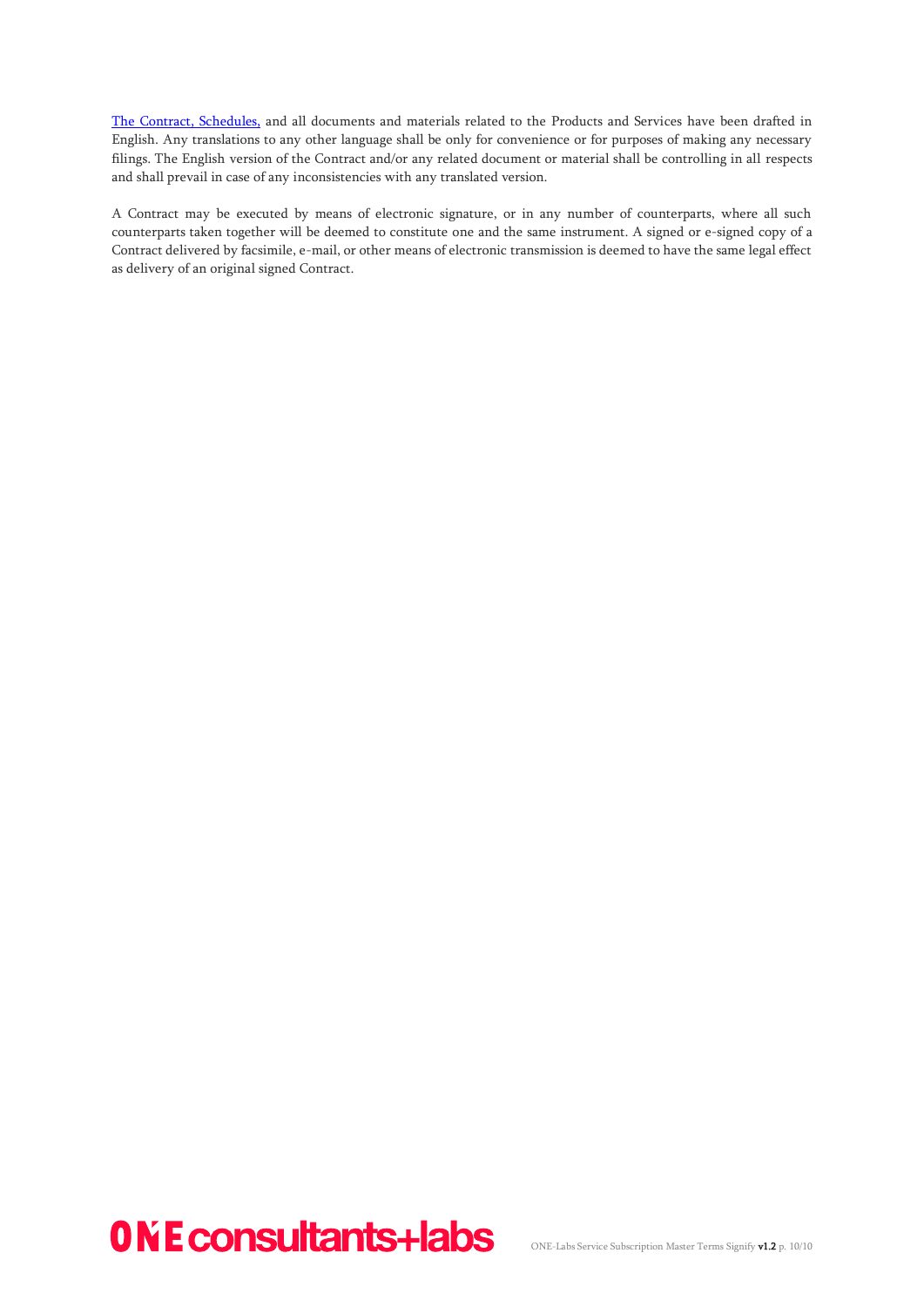The Contract, Schedules, and all documents and materials related to the Products and Services have been drafted in English. Any translations to any other language shall be only for convenience or for purposes of making any necessary filings. The English version of the Contract and/or any related document or material shall be controlling in all respects and shall prevail in case of any inconsistencies with any translated version.

A Contract may be executed by means of electronic signature, or in any number of counterparts, where all such counterparts taken together will be deemed to constitute one and the same instrument. A signed or e-signed copy of a Contract delivered by facsimile, e-mail, or other means of electronic transmission is deemed to have the same legal effect as delivery of an original signed Contract.